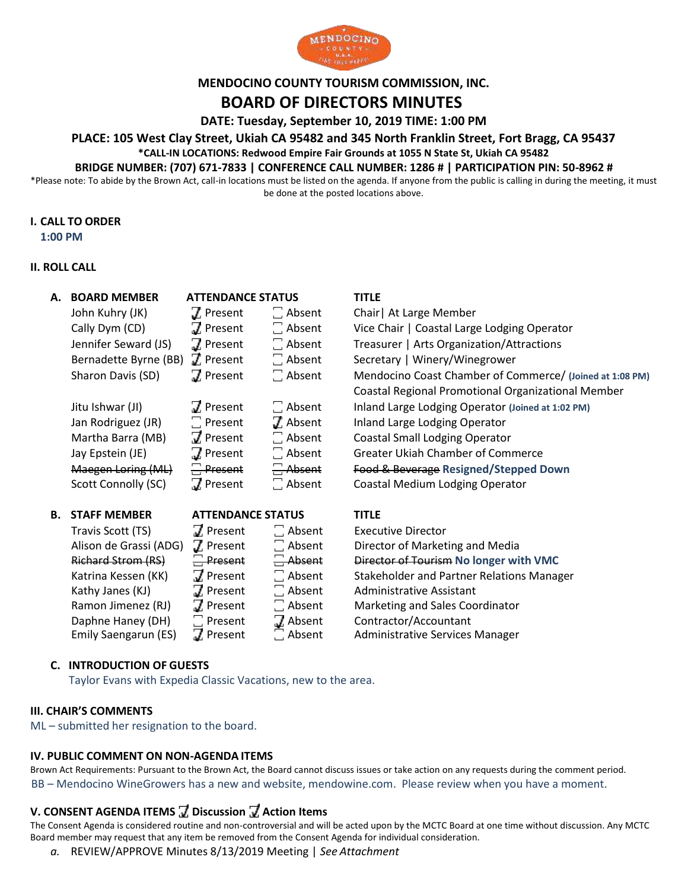# MENDOCINO COUNTY TOURISM COMMISSION, INC.

# BOARD OF DIRECTORS MINUTES

**DATE: Tuesday, September 10, 2019 TIME: 1:00 PM**

**PLACE: 105 West Clay Street, Ukiah CA 95482 and 345 North Franklin Street, Fort Bragg, CA 95437**

**\*CALL-IN LOCATIONS: Redwood Empire Fair Grounds at 1055 N State St, Ukiah CA 95482**

**BRIDGE NUMBER: (707) 671-7833 | CONFERENCE CALL NUMBER: 1286 # | PARTICIPATION PIN: 50-8962 #**

\*Please note: To abide by the Brown Act, call-in locations must be listed on the agenda. If anyone from the public is calling in during the meeting, it must be done at the posted locations above.

## I. CALL TO ORDER

1:00 PM

## II. ROLL CALL

### A. BOARD MEMBER

| BOARD MEMBER | ATTENDANCE STATUS | | TITLE |
|---|---|---|---|
| John Kuhry (JK) | ☑ Present | ☐ Absent | Chair \| At Large Member |
| Cally Dym (CD) | ☑ Present | ☐ Absent | Vice Chair \| Coastal Large Lodging Operator |
| Jennifer Seward (JS) | ☑ Present | ☐ Absent | Treasurer \| Arts Organization/Attractions |
| Bernadette Byrne (BB) | ☑ Present | ☐ Absent | Secretary \| Winery/Winegrower |
| Sharon Davis (SD) | ☑ Present | ☐ Absent | Mendocino Coast Chamber of Commerce/ **(Joined at 1:08 PM)** Coastal Regional Promotional Organizational Member |
| Jitu Ishwar (JI) | ☑ Present | ☐ Absent | Inland Large Lodging Operator **(Joined at 1:02 PM)** |
| Jan Rodriguez (JR) | ☐ Present | ☑ Absent | Inland Large Lodging Operator |
| Martha Barra (MB) | ☑ Present | ☐ Absent | Coastal Small Lodging Operator |
| Jay Epstein (JE) | ☑ Present | ☐ Absent | Greater Ukiah Chamber of Commerce |
| ~~Maegen Loring (ML)~~ | ~~☐ Present~~ | ~~☐ Absent~~ | ~~Food & Beverage~~ **Resigned/Stepped Down** |
| Scott Connolly (SC) | ☑ Present | ☐ Absent | Coastal Medium Lodging Operator |

### B. STAFF MEMBER

| STAFF MEMBER | ATTENDANCE STATUS | | TITLE |
|---|---|---|---|
| Travis Scott (TS) | ☑ Present | ☐ Absent | Executive Director |
| Alison de Grassi (ADG) | ☑ Present | ☐ Absent | Director of Marketing and Media |
| ~~Richard Strom (RS)~~ | ~~☐ Present~~ | ~~☐ Absent~~ | ~~Director of Tourism~~ **No longer with VMC** |
| Katrina Kessen (KK) | ☑ Present | ☐ Absent | Stakeholder and Partner Relations Manager |
| Kathy Janes (KJ) | ☑ Present | ☐ Absent | Administrative Assistant |
| Ramon Jimenez (RJ) | ☑ Present | ☐ Absent | Marketing and Sales Coordinator |
| Daphne Haney (DH) | ☐ Present | ☑ Absent | Contractor/Accountant |
| Emily Saengarun (ES) | ☑ Present | ☐ Absent | Administrative Services Manager |

### C. INTRODUCTION OF GUESTS

Taylor Evans with Expedia Classic Vacations, new to the area.

## III. CHAIR'S COMMENTS

ML – submitted her resignation to the board.

## IV. PUBLIC COMMENT ON NON-AGENDA ITEMS

Brown Act Requirements: Pursuant to the Brown Act, the Board cannot discuss issues or take action on any requests during the comment period.

BB – Mendocino WineGrowers has a new and website, mendowine.com. Please review when you have a moment.

## V. CONSENT AGENDA ITEMS ☑ Discussion ☑ Action Items

The Consent Agenda is considered routine and non-controversial and will be acted upon by the MCTC Board at one time without discussion. Any MCTC Board member may request that any item be removed from the Consent Agenda for individual consideration.

*a.* REVIEW/APPROVE Minutes 8/13/2019 Meeting | *See Attachment*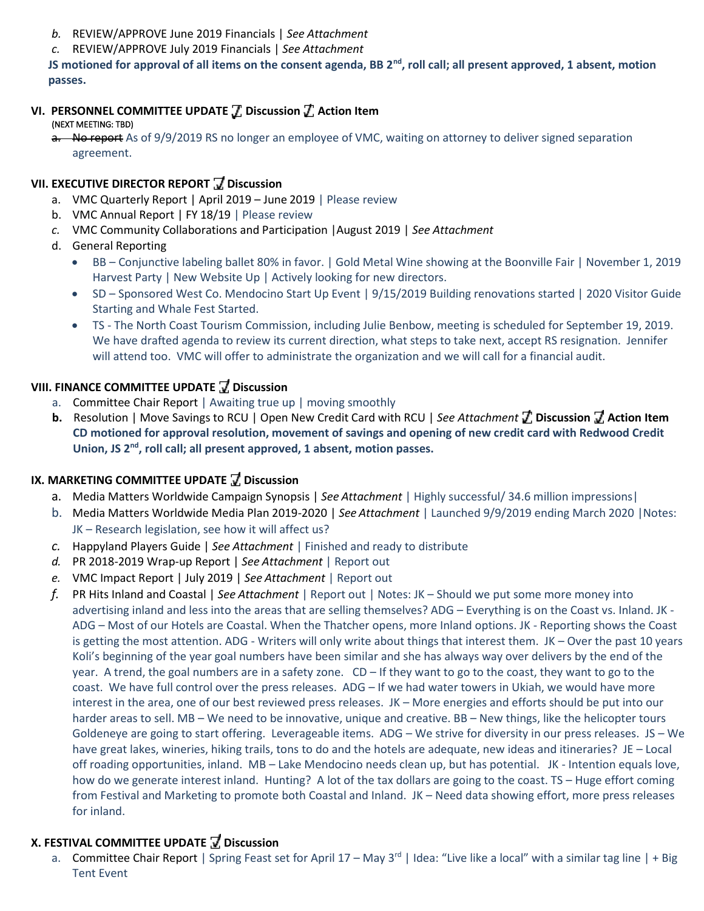b. REVIEW/APPROVE June 2019 Financials | *See Attachment*
c. REVIEW/APPROVE July 2019 Financials | *See Attachment*

**JS motioned for approval of all items on the consent agenda, BB 2nd, roll call; all present approved, 1 absent, motion passes.**

## VI. PERSONNEL COMMITTEE UPDATE ☑ Discussion ☑ Action Item

(NEXT MEETING: TBD)

a. ~~No report~~ As of 9/9/2019 RS no longer an employee of VMC, waiting on attorney to deliver signed separation agreement.

## VII. EXECUTIVE DIRECTOR REPORT ☑ Discussion

a. VMC Quarterly Report | April 2019 – June 2019 | Please review
b. VMC Annual Report | FY 18/19 | Please review
c. VMC Community Collaborations and Participation |August 2019 | *See Attachment*
d. General Reporting
   - BB – Conjunctive labeling ballet 80% in favor. | Gold Metal Wine showing at the Boonville Fair | November 1, 2019 Harvest Party | New Website Up | Actively looking for new directors.
   - SD – Sponsored West Co. Mendocino Start Up Event | 9/15/2019 Building renovations started | 2020 Visitor Guide Starting and Whale Fest Started.
   - TS - The North Coast Tourism Commission, including Julie Benbow, meeting is scheduled for September 19, 2019. We have drafted agenda to review its current direction, what steps to take next, accept RS resignation. Jennifer will attend too. VMC will offer to administrate the organization and we will call for a financial audit.

## VIII. FINANCE COMMITTEE UPDATE ☑ Discussion

a. Committee Chair Report | Awaiting true up | moving smoothly
**b.** Resolution | Move Savings to RCU | Open New Credit Card with RCU | *See Attachment* ☑ **Discussion** ☑ **Action Item**
**CD motioned for approval resolution, movement of savings and opening of new credit card with Redwood Credit Union, JS 2nd, roll call; all present approved, 1 absent, motion passes.**

## IX. MARKETING COMMITTEE UPDATE ☑ Discussion

a. Media Matters Worldwide Campaign Synopsis | *See Attachment* | Highly successful/ 34.6 million impressions|
b. Media Matters Worldwide Media Plan 2019-2020 | *See Attachment* | Launched 9/9/2019 ending March 2020 |Notes: JK – Research legislation, see how it will affect us?
c. Happyland Players Guide | *See Attachment* | Finished and ready to distribute
d. PR 2018-2019 Wrap-up Report | *See Attachment* | Report out
e. VMC Impact Report | July 2019 | *See Attachment* | Report out
f. PR Hits Inland and Coastal | *See Attachment* | Report out | Notes: JK – Should we put some more money into advertising inland and less into the areas that are selling themselves? ADG – Everything is on the Coast vs. Inland. JK - ADG – Most of our Hotels are Coastal. When the Thatcher opens, more Inland options. JK - Reporting shows the Coast is getting the most attention. ADG - Writers will only write about things that interest them. JK – Over the past 10 years Koli's beginning of the year goal numbers have been similar and she has always way over delivers by the end of the year. A trend, the goal numbers are in a safety zone. CD – If they want to go to the coast, they want to go to the coast. We have full control over the press releases. ADG – If we had water towers in Ukiah, we would have more interest in the area, one of our best reviewed press releases. JK – More energies and efforts should be put into our harder areas to sell. MB – We need to be innovative, unique and creative. BB – New things, like the helicopter tours Goldeneye are going to start offering. Leverageable items. ADG – We strive for diversity in our press releases. JS – We have great lakes, wineries, hiking trails, tons to do and the hotels are adequate, new ideas and itineraries? JE – Local off roading opportunities, inland. MB – Lake Mendocino needs clean up, but has potential. JK - Intention equals love, how do we generate interest inland. Hunting? A lot of the tax dollars are going to the coast. TS – Huge effort coming from Festival and Marketing to promote both Coastal and Inland. JK – Need data showing effort, more press releases for inland.

## X. FESTIVAL COMMITTEE UPDATE ☑ Discussion

a. Committee Chair Report | Spring Feast set for April 17 – May 3rd | Idea: "Live like a local" with a similar tag line | + Big Tent Event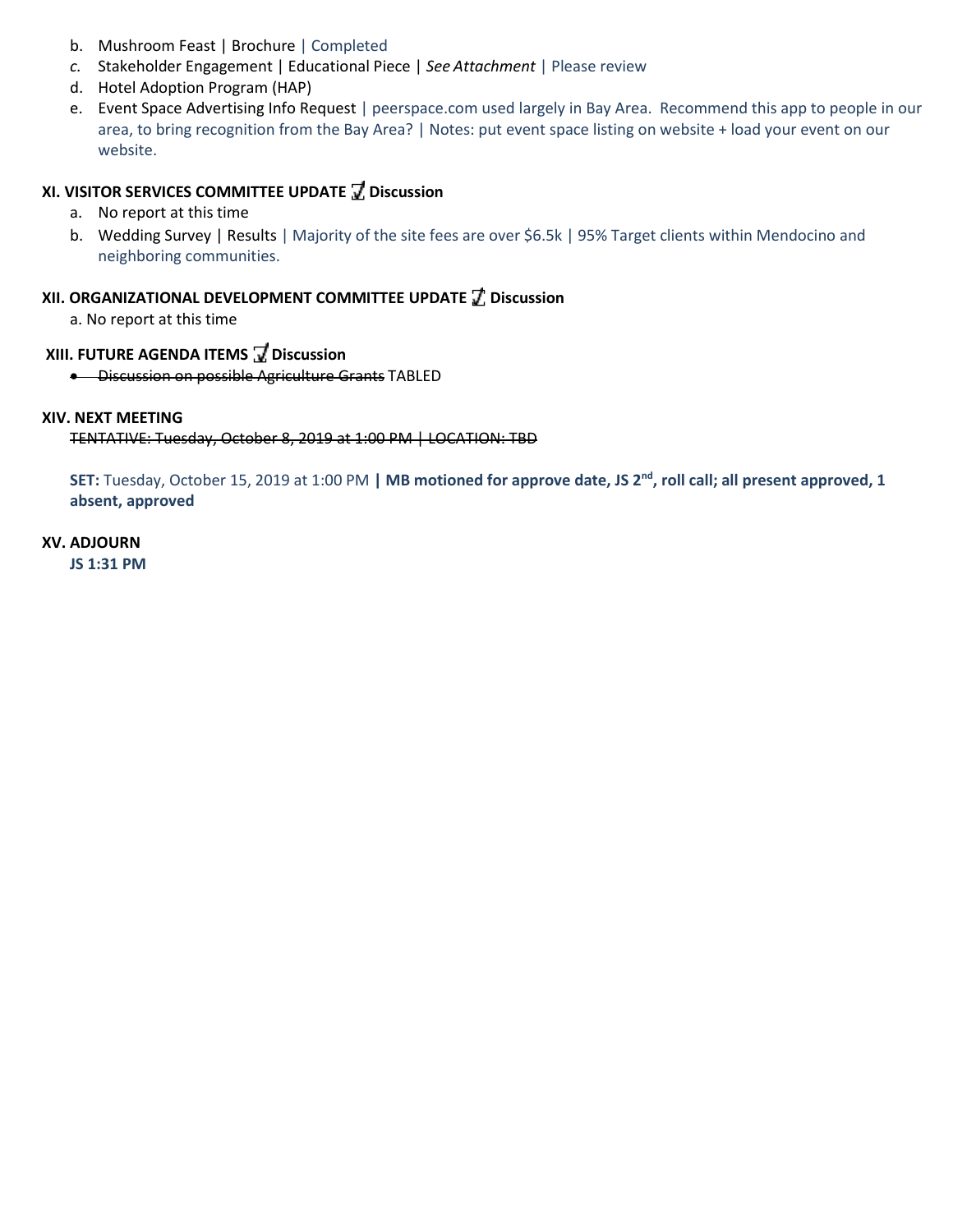b. Mushroom Feast | Brochure | Completed
*c.* Stakeholder Engagement | Educational Piece | *See Attachment* | Please review
d. Hotel Adoption Program (HAP)
e. Event Space Advertising Info Request | peerspace.com used largely in Bay Area. Recommend this app to people in our area, to bring recognition from the Bay Area? | Notes: put event space listing on website + load your event on our website.

**XI. VISITOR SERVICES COMMITTEE UPDATE ☑ Discussion**

a. No report at this time
b. Wedding Survey | Results | Majority of the site fees are over $6.5k | 95% Target clients within Mendocino and neighboring communities.

**XII. ORGANIZATIONAL DEVELOPMENT COMMITTEE UPDATE ☑ Discussion**

a. No report at this time

**XIII. FUTURE AGENDA ITEMS ☑ Discussion**

- ~~Discussion on possible Agriculture Grants~~ TABLED

**XIV. NEXT MEETING**

~~TENTATIVE: Tuesday, October 8, 2019 at 1:00 PM | LOCATION: TBD~~

**SET:** Tuesday, October 15, 2019 at 1:00 PM **| MB motioned for approve date, JS 2nd, roll call; all present approved, 1 absent, approved**

**XV. ADJOURN**

**JS 1:31 PM**